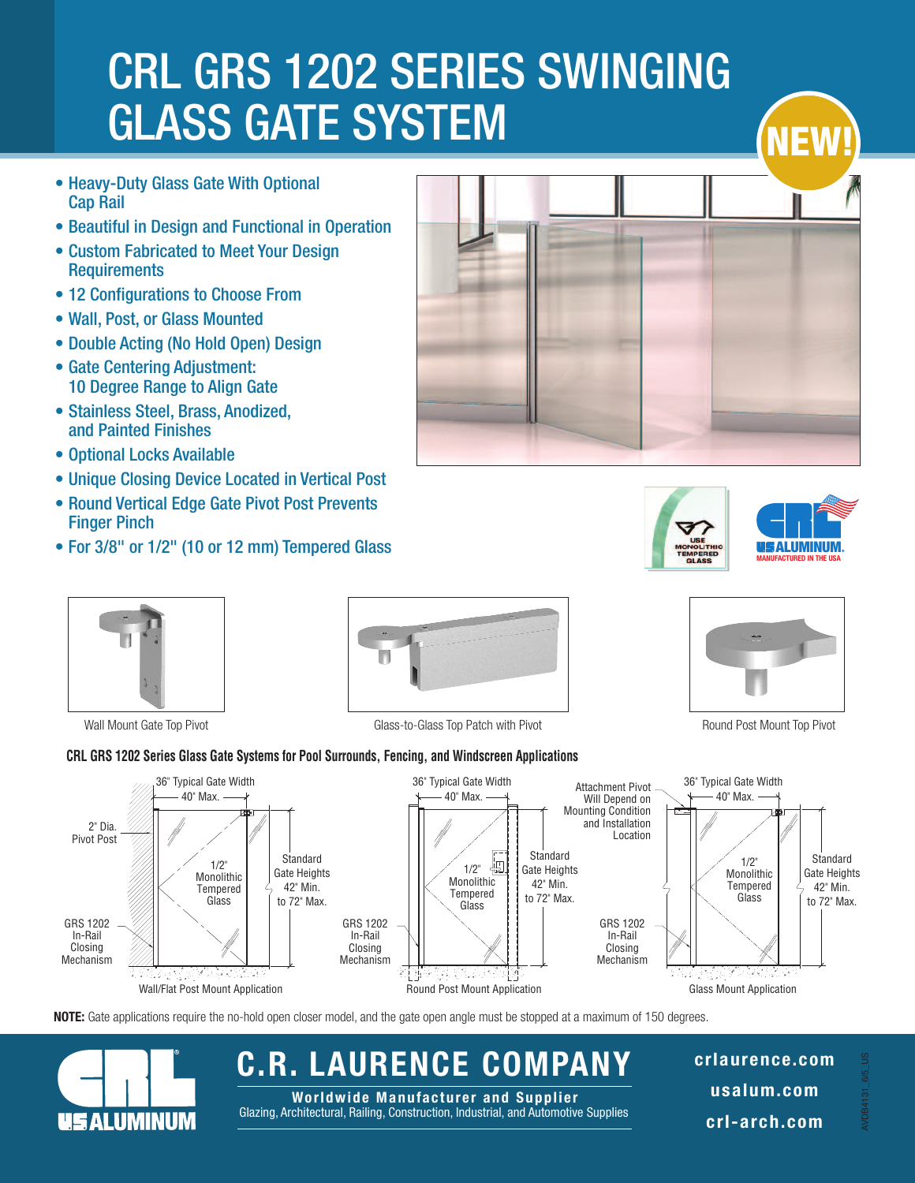# CRL GRS 1202 SERIES SWINGING GLASS GATE SYSTEM

NEW!

- Heavy-Duty Glass Gate With Optional Cap Rail
- Beautiful in Design and Functional in Operation
- Custom Fabricated to Meet Your Design Requirements
- 12 Configurations to Choose From
- Wall, Post, or Glass Mounted
- Double Acting (No Hold Open) Design
- Gate Centering Adjustment: 10 Degree Range to Align Gate
- Stainless Steel, Brass, Anodized, and Painted Finishes
- Optional Locks Available
- Unique Closing Device Located in Vertical Post
- Round Vertical Edge Gate Pivot Post Prevents Finger Pinch
- For 3/8" or 1/2" (10 or 12 mm) Tempered Glass

USE MONOLITHIC TEMPERED GLASS

US ALUMINUM. MANUFACTURED IN THE USA

Wall Mount Gate Top Pivot

Glass-to-Glass Top Patch with Pivot

Round Post Mount Top Pivot

**CRL GRS 1202 Series Glass Gate Systems for Pool Surrounds, Fencing, and Windscreen Applications**

Wall/Flat Post Mount Application: 36" Typical Gate Width, 40" Max.; 2" Dia. Pivot Post; 1/2" Monolithic Tempered Glass; Standard Gate Heights 42" Min. to 72" Max.; GRS 1202 In-Rail Closing Mechanism

Round Post Mount Application: 36" Typical Gate Width, 40" Max.; 1/2" Monolithic Tempered Glass; Standard Gate Heights 42" Min. to 72" Max.; GRS 1202 In-Rail Closing Mechanism

Glass Mount Application: 36" Typical Gate Width, 40" Max.; Attachment Pivot Will Depend on Mounting Condition and Installation Location; 1/2" Monolithic Tempered Glass; Standard Gate Heights 42" Min. to 72" Max.; GRS 1202 In-Rail Closing Mechanism

**NOTE:** Gate applications require the no-hold open closer model, and the gate open angle must be stopped at a maximum of 150 degrees.

## C.R. LAURENCE COMPANY

**Worldwide Manufacturer and Supplier**

Glazing, Architectural, Railing, Construction, Industrial, and Automotive Supplies

crlaurence.com

usalum.com

crl-arch.com

AVDB4131_6/5_US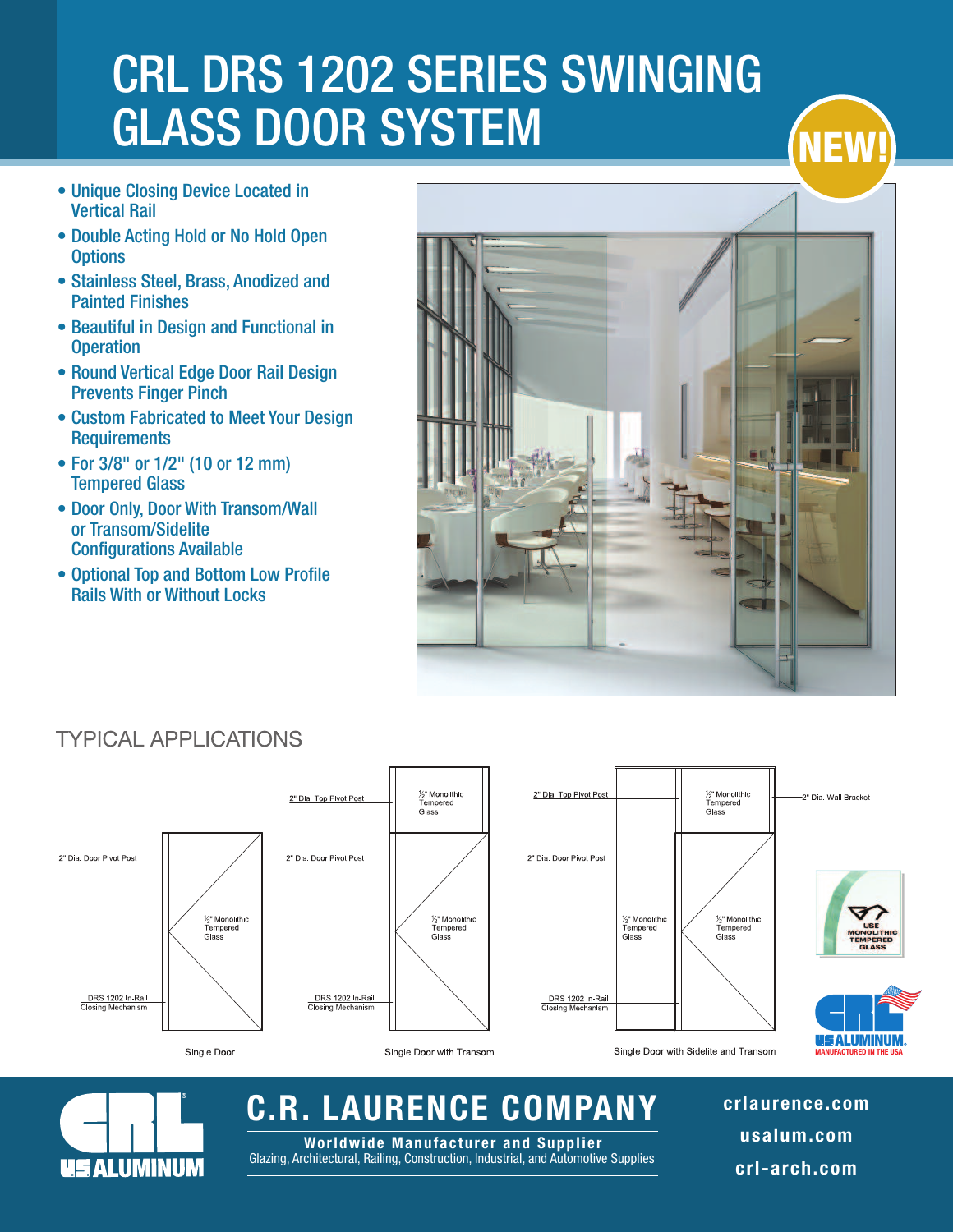# CRL DRS 1202 SERIES SWINGING GLASS DOOR SYSTEM

NEW!

- Unique Closing Device Located in Vertical Rail
- Double Acting Hold or No Hold Open Options
- Stainless Steel, Brass, Anodized and Painted Finishes
- Beautiful in Design and Functional in Operation
- Round Vertical Edge Door Rail Design Prevents Finger Pinch
- Custom Fabricated to Meet Your Design Requirements
- For 3/8" or 1/2" (10 or 12 mm) Tempered Glass
- Door Only, Door With Transom/Wall or Transom/Sidelite Configurations Available
- Optional Top and Bottom Low Profile Rails With or Without Locks

## TYPICAL APPLICATIONS

2" Dia. Door Pivot Post

½" Monolithic Tempered Glass

DRS 1202 In-Rail Closing Mechanism

Single Door

2" Dia. Top Pivot Post

½" Monolithic Tempered Glass

2" Dia. Door Pivot Post

½" Monolithic Tempered Glass

DRS 1202 In-Rail Closing Mechanism

Single Door with Transom

2" Dia. Top Pivot Post

½" Monolithic Tempered Glass

2" Dia. Wall Bracket

2" Dia. Door Pivot Post

½" Monolithic Tempered Glass

½" Monolithic Tempered Glass

DRS 1202 In-Rail Closing Mechanism

Single Door with Sidelite and Transom

USE MONOLITHIC TEMPERED GLASS

US ALUMINUM. MANUFACTURED IN THE USA

US ALUMINUM

# C.R. LAURENCE COMPANY

**Worldwide Manufacturer and Supplier**

Glazing, Architectural, Railing, Construction, Industrial, and Automotive Supplies

crlaurence.com

usalum.com

crl-arch.com